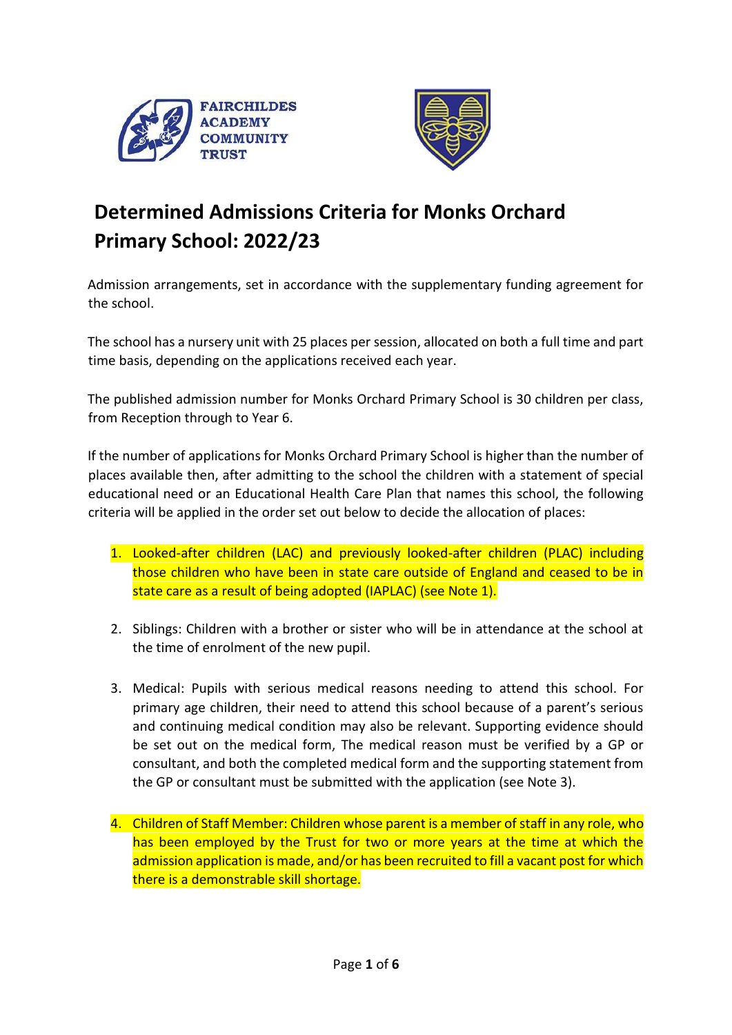FAIRCHILDES ACADEMY COMMUNITY TRUST

# Determined Admissions Criteria for Monks Orchard Primary School: 2022/23

Admission arrangements, set in accordance with the supplementary funding agreement for the school.

The school has a nursery unit with 25 places per session, allocated on both a full time and part time basis, depending on the applications received each year.

The published admission number for Monks Orchard Primary School is 30 children per class, from Reception through to Year 6.

If the number of applications for Monks Orchard Primary School is higher than the number of places available then, after admitting to the school the children with a statement of special educational need or an Educational Health Care Plan that names this school, the following criteria will be applied in the order set out below to decide the allocation of places:

1. Looked-after children (LAC) and previously looked-after children (PLAC) including those children who have been in state care outside of England and ceased to be in state care as a result of being adopted (IAPLAC) (see Note 1).

2. Siblings: Children with a brother or sister who will be in attendance at the school at the time of enrolment of the new pupil.

3. Medical: Pupils with serious medical reasons needing to attend this school. For primary age children, their need to attend this school because of a parent's serious and continuing medical condition may also be relevant. Supporting evidence should be set out on the medical form, The medical reason must be verified by a GP or consultant, and both the completed medical form and the supporting statement from the GP or consultant must be submitted with the application (see Note 3).

4. Children of Staff Member: Children whose parent is a member of staff in any role, who has been employed by the Trust for two or more years at the time at which the admission application is made, and/or has been recruited to fill a vacant post for which there is a demonstrable skill shortage.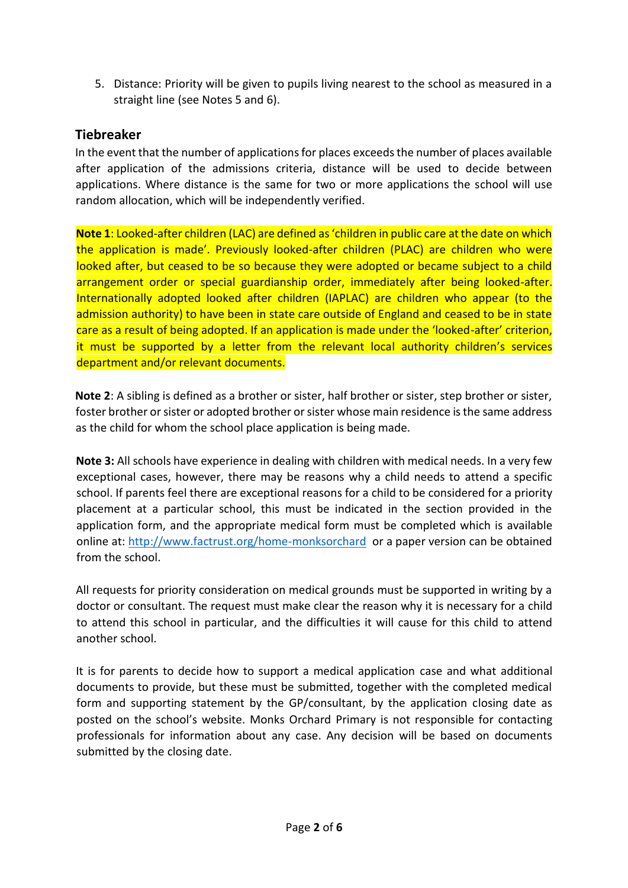5. Distance: Priority will be given to pupils living nearest to the school as measured in a straight line (see Notes 5 and 6).

## Tiebreaker

In the event that the number of applications for places exceeds the number of places available after application of the admissions criteria, distance will be used to decide between applications. Where distance is the same for two or more applications the school will use random allocation, which will be independently verified.

**Note 1**: Looked-after children (LAC) are defined as 'children in public care at the date on which the application is made'. Previously looked-after children (PLAC) are children who were looked after, but ceased to be so because they were adopted or became subject to a child arrangement order or special guardianship order, immediately after being looked-after. Internationally adopted looked after children (IAPLAC) are children who appear (to the admission authority) to have been in state care outside of England and ceased to be in state care as a result of being adopted. If an application is made under the 'looked-after' criterion, it must be supported by a letter from the relevant local authority children's services department and/or relevant documents.

**Note 2**: A sibling is defined as a brother or sister, half brother or sister, step brother or sister, foster brother or sister or adopted brother or sister whose main residence is the same address as the child for whom the school place application is being made.

**Note 3:** All schools have experience in dealing with children with medical needs. In a very few exceptional cases, however, there may be reasons why a child needs to attend a specific school. If parents feel there are exceptional reasons for a child to be considered for a priority placement at a particular school, this must be indicated in the section provided in the application form, and the appropriate medical form must be completed which is available online at: http://www.factrust.org/home-monksorchard or a paper version can be obtained from the school.

All requests for priority consideration on medical grounds must be supported in writing by a doctor or consultant. The request must make clear the reason why it is necessary for a child to attend this school in particular, and the difficulties it will cause for this child to attend another school.

It is for parents to decide how to support a medical application case and what additional documents to provide, but these must be submitted, together with the completed medical form and supporting statement by the GP/consultant, by the application closing date as posted on the school's website. Monks Orchard Primary is not responsible for contacting professionals for information about any case. Any decision will be based on documents submitted by the closing date.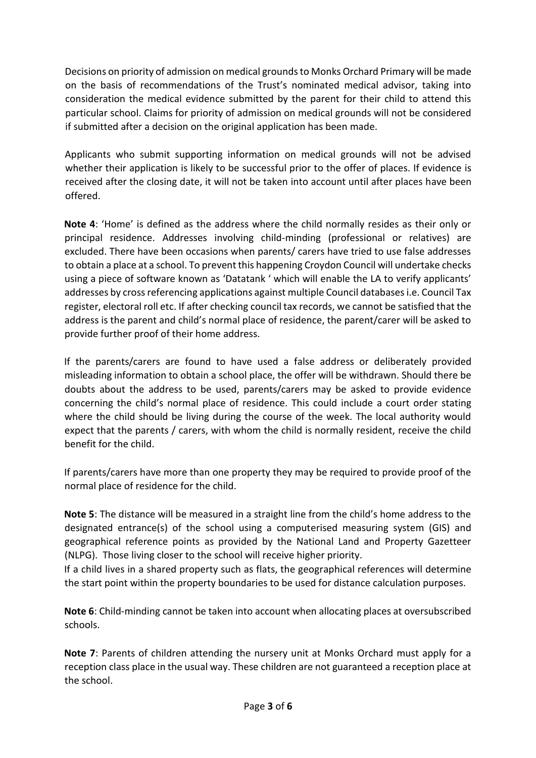Decisions on priority of admission on medical grounds to Monks Orchard Primary will be made on the basis of recommendations of the Trust's nominated medical advisor, taking into consideration the medical evidence submitted by the parent for their child to attend this particular school. Claims for priority of admission on medical grounds will not be considered if submitted after a decision on the original application has been made.

Applicants who submit supporting information on medical grounds will not be advised whether their application is likely to be successful prior to the offer of places. If evidence is received after the closing date, it will not be taken into account until after places have been offered.

**Note 4**: 'Home' is defined as the address where the child normally resides as their only or principal residence. Addresses involving child-minding (professional or relatives) are excluded. There have been occasions when parents/ carers have tried to use false addresses to obtain a place at a school. To prevent this happening Croydon Council will undertake checks using a piece of software known as 'Datatank ' which will enable the LA to verify applicants' addresses by cross referencing applications against multiple Council databases i.e. Council Tax register, electoral roll etc. If after checking council tax records, we cannot be satisfied that the address is the parent and child's normal place of residence, the parent/carer will be asked to provide further proof of their home address.

If the parents/carers are found to have used a false address or deliberately provided misleading information to obtain a school place, the offer will be withdrawn. Should there be doubts about the address to be used, parents/carers may be asked to provide evidence concerning the child's normal place of residence. This could include a court order stating where the child should be living during the course of the week. The local authority would expect that the parents / carers, with whom the child is normally resident, receive the child benefit for the child.

If parents/carers have more than one property they may be required to provide proof of the normal place of residence for the child.

**Note 5**: The distance will be measured in a straight line from the child's home address to the designated entrance(s) of the school using a computerised measuring system (GIS) and geographical reference points as provided by the National Land and Property Gazetteer (NLPG). Those living closer to the school will receive higher priority.

If a child lives in a shared property such as flats, the geographical references will determine the start point within the property boundaries to be used for distance calculation purposes.

**Note 6**: Child-minding cannot be taken into account when allocating places at oversubscribed schools.

**Note 7**: Parents of children attending the nursery unit at Monks Orchard must apply for a reception class place in the usual way. These children are not guaranteed a reception place at the school.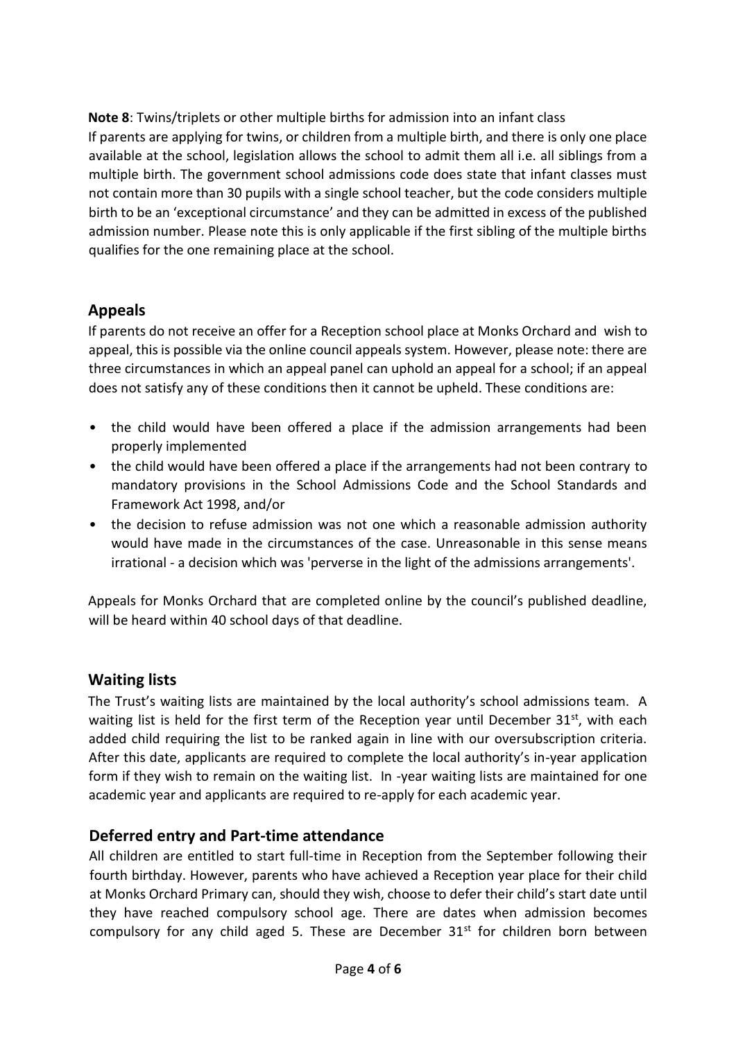**Note 8**: Twins/triplets or other multiple births for admission into an infant class

If parents are applying for twins, or children from a multiple birth, and there is only one place available at the school, legislation allows the school to admit them all i.e. all siblings from a multiple birth. The government school admissions code does state that infant classes must not contain more than 30 pupils with a single school teacher, but the code considers multiple birth to be an 'exceptional circumstance' and they can be admitted in excess of the published admission number. Please note this is only applicable if the first sibling of the multiple births qualifies for the one remaining place at the school.

## Appeals

If parents do not receive an offer for a Reception school place at Monks Orchard and wish to appeal, this is possible via the online council appeals system. However, please note: there are three circumstances in which an appeal panel can uphold an appeal for a school; if an appeal does not satisfy any of these conditions then it cannot be upheld. These conditions are:

- the child would have been offered a place if the admission arrangements had been properly implemented
- the child would have been offered a place if the arrangements had not been contrary to mandatory provisions in the School Admissions Code and the School Standards and Framework Act 1998, and/or
- the decision to refuse admission was not one which a reasonable admission authority would have made in the circumstances of the case. Unreasonable in this sense means irrational - a decision which was 'perverse in the light of the admissions arrangements'.

Appeals for Monks Orchard that are completed online by the council's published deadline, will be heard within 40 school days of that deadline.

## Waiting lists

The Trust's waiting lists are maintained by the local authority's school admissions team. A waiting list is held for the first term of the Reception year until December 31st, with each added child requiring the list to be ranked again in line with our oversubscription criteria. After this date, applicants are required to complete the local authority's in-year application form if they wish to remain on the waiting list. In -year waiting lists are maintained for one academic year and applicants are required to re-apply for each academic year.

## Deferred entry and Part-time attendance

All children are entitled to start full-time in Reception from the September following their fourth birthday. However, parents who have achieved a Reception year place for their child at Monks Orchard Primary can, should they wish, choose to defer their child's start date until they have reached compulsory school age. There are dates when admission becomes compulsory for any child aged 5. These are December 31st for children born between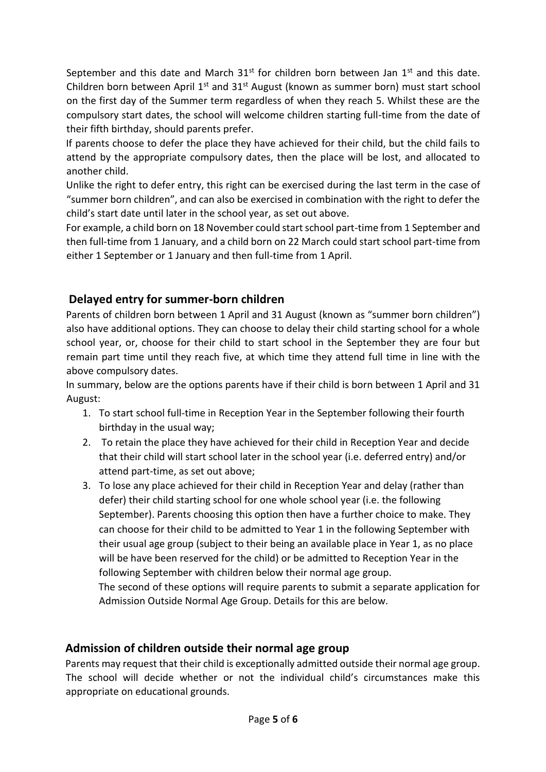September and this date and March 31st for children born between Jan 1st and this date. Children born between April 1st and 31st August (known as summer born) must start school on the first day of the Summer term regardless of when they reach 5. Whilst these are the compulsory start dates, the school will welcome children starting full-time from the date of their fifth birthday, should parents prefer.

If parents choose to defer the place they have achieved for their child, but the child fails to attend by the appropriate compulsory dates, then the place will be lost, and allocated to another child.

Unlike the right to defer entry, this right can be exercised during the last term in the case of "summer born children", and can also be exercised in combination with the right to defer the child's start date until later in the school year, as set out above.

For example, a child born on 18 November could start school part-time from 1 September and then full-time from 1 January, and a child born on 22 March could start school part-time from either 1 September or 1 January and then full-time from 1 April.

## Delayed entry for summer-born children

Parents of children born between 1 April and 31 August (known as "summer born children") also have additional options. They can choose to delay their child starting school for a whole school year, or, choose for their child to start school in the September they are four but remain part time until they reach five, at which time they attend full time in line with the above compulsory dates.

In summary, below are the options parents have if their child is born between 1 April and 31 August:

1. To start school full-time in Reception Year in the September following their fourth birthday in the usual way;
2. To retain the place they have achieved for their child in Reception Year and decide that their child will start school later in the school year (i.e. deferred entry) and/or attend part-time, as set out above;
3. To lose any place achieved for their child in Reception Year and delay (rather than defer) their child starting school for one whole school year (i.e. the following September). Parents choosing this option then have a further choice to make. They can choose for their child to be admitted to Year 1 in the following September with their usual age group (subject to their being an available place in Year 1, as no place will be have been reserved for the child) or be admitted to Reception Year in the following September with children below their normal age group.

   The second of these options will require parents to submit a separate application for Admission Outside Normal Age Group. Details for this are below.

## Admission of children outside their normal age group

Parents may request that their child is exceptionally admitted outside their normal age group. The school will decide whether or not the individual child's circumstances make this appropriate on educational grounds.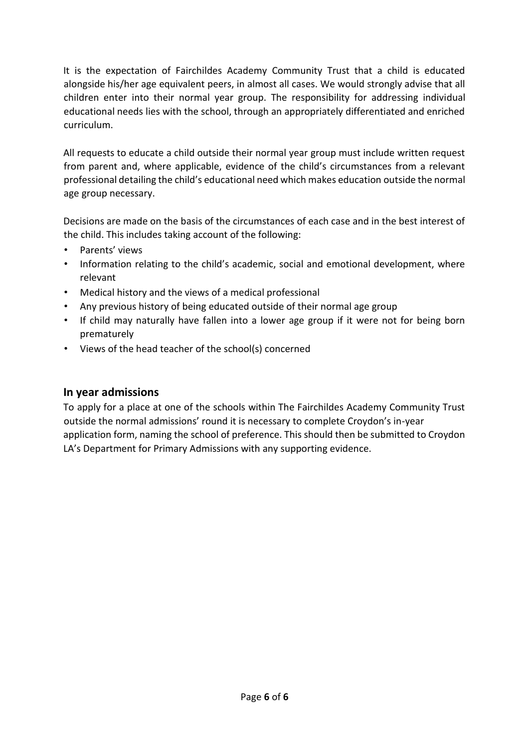It is the expectation of Fairchildes Academy Community Trust that a child is educated alongside his/her age equivalent peers, in almost all cases. We would strongly advise that all children enter into their normal year group. The responsibility for addressing individual educational needs lies with the school, through an appropriately differentiated and enriched curriculum.

All requests to educate a child outside their normal year group must include written request from parent and, where applicable, evidence of the child's circumstances from a relevant professional detailing the child's educational need which makes education outside the normal age group necessary.

Decisions are made on the basis of the circumstances of each case and in the best interest of the child. This includes taking account of the following:

- Parents' views
- Information relating to the child's academic, social and emotional development, where relevant
- Medical history and the views of a medical professional
- Any previous history of being educated outside of their normal age group
- If child may naturally have fallen into a lower age group if it were not for being born prematurely
- Views of the head teacher of the school(s) concerned

## In year admissions

To apply for a place at one of the schools within The Fairchildes Academy Community Trust outside the normal admissions' round it is necessary to complete Croydon's in-year application form, naming the school of preference. This should then be submitted to Croydon LA's Department for Primary Admissions with any supporting evidence.